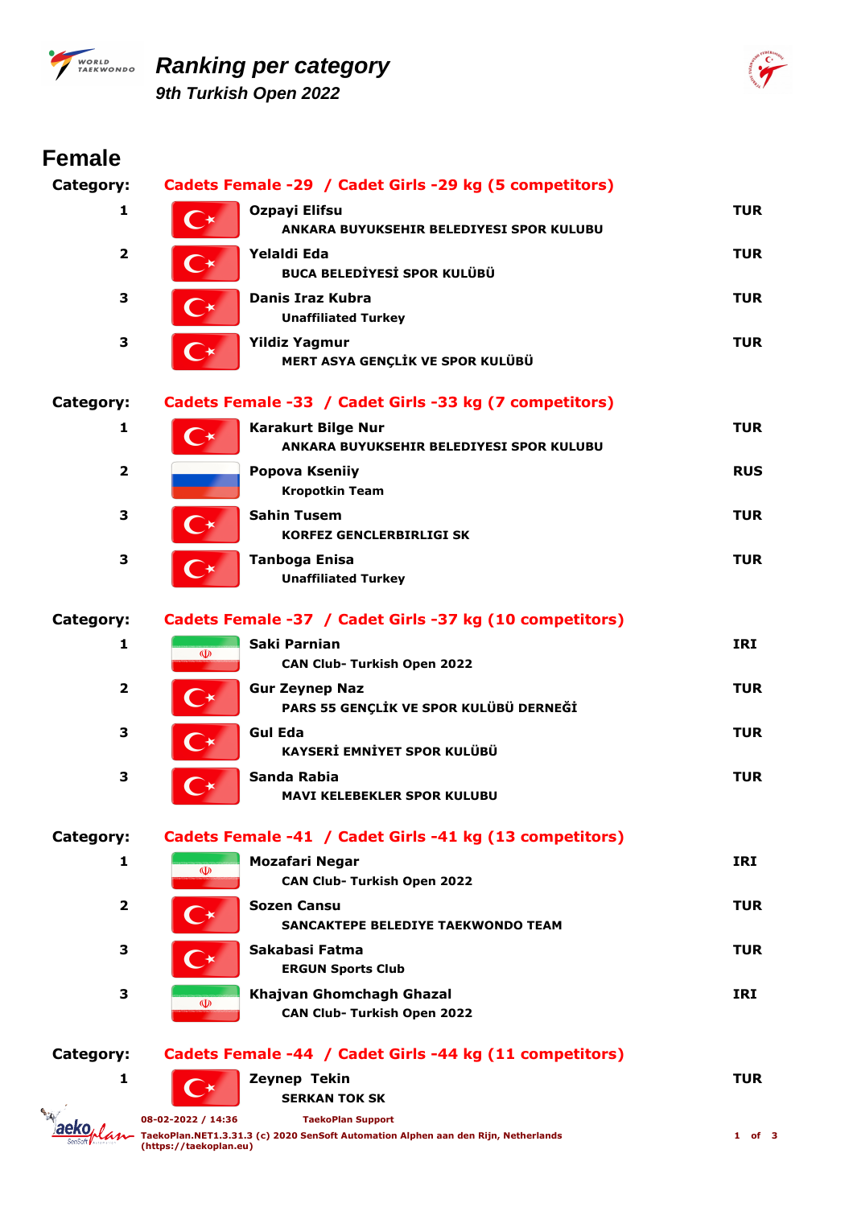# Ranking per category

## 9th Turkish Open 2022

## Female

### Category: Cadets Female -29 / Cadet Girls -29 kg (5 competitors)

| Rank | Name | Club | Country |
|---|---|---|---|
| 1 | Ozpayi Elifsu | ANKARA BUYUKSEHIR BELEDIYESI SPOR KULUBU | TUR |
| 2 | Yelaldi Eda | BUCA BELEDİYESİ SPOR KULÜBÜ | TUR |
| 3 | Danis Iraz Kubra | Unaffiliated Turkey | TUR |
| 3 | Yildiz Yagmur | MERT ASYA GENÇLİK VE SPOR KULÜBÜ | TUR |

### Category: Cadets Female -33 / Cadet Girls -33 kg (7 competitors)

| Rank | Name | Club | Country |
|---|---|---|---|
| 1 | Karakurt Bilge Nur | ANKARA BUYUKSEHIR BELEDIYESI SPOR KULUBU | TUR |
| 2 | Popova Kseniiy | Kropotkin Team | RUS |
| 3 | Sahin Tusem | KORFEZ GENCLERBIRLIGI SK | TUR |
| 3 | Tanboga Enisa | Unaffiliated Turkey | TUR |

### Category: Cadets Female -37 / Cadet Girls -37 kg (10 competitors)

| Rank | Name | Club | Country |
|---|---|---|---|
| 1 | Saki Parnian | CAN Club- Turkish Open 2022 | IRI |
| 2 | Gur Zeynep Naz | PARS 55 GENÇLİK VE SPOR KULÜBÜ DERNEĞİ | TUR |
| 3 | Gul Eda | KAYSERİ EMNİYET SPOR KULÜBÜ | TUR |
| 3 | Sanda Rabia | MAVI KELEBEKLER SPOR KULUBU | TUR |

### Category: Cadets Female -41 / Cadet Girls -41 kg (13 competitors)

| Rank | Name | Club | Country |
|---|---|---|---|
| 1 | Mozafari Negar | CAN Club- Turkish Open 2022 | IRI |
| 2 | Sozen Cansu | SANCAKTEPE BELEDIYE TAEKWONDO TEAM | TUR |
| 3 | Sakabasi Fatma | ERGUN Sports Club | TUR |
| 3 | Khajvan Ghomchagh Ghazal | CAN Club- Turkish Open 2022 | IRI |

### Category: Cadets Female -44 / Cadet Girls -44 kg (11 competitors)

| Rank | Name | Club | Country |
|---|---|---|---|
| 1 | Zeynep Tekin | SERKAN TOK SK | TUR |

08-02-2022 / 14:36 TaekoPlan Support

TaekoPlan.NET1.3.31.3 (c) 2020 SenSoft Automation Alphen aan den Rijn, Netherlands (https://taekoplan.eu)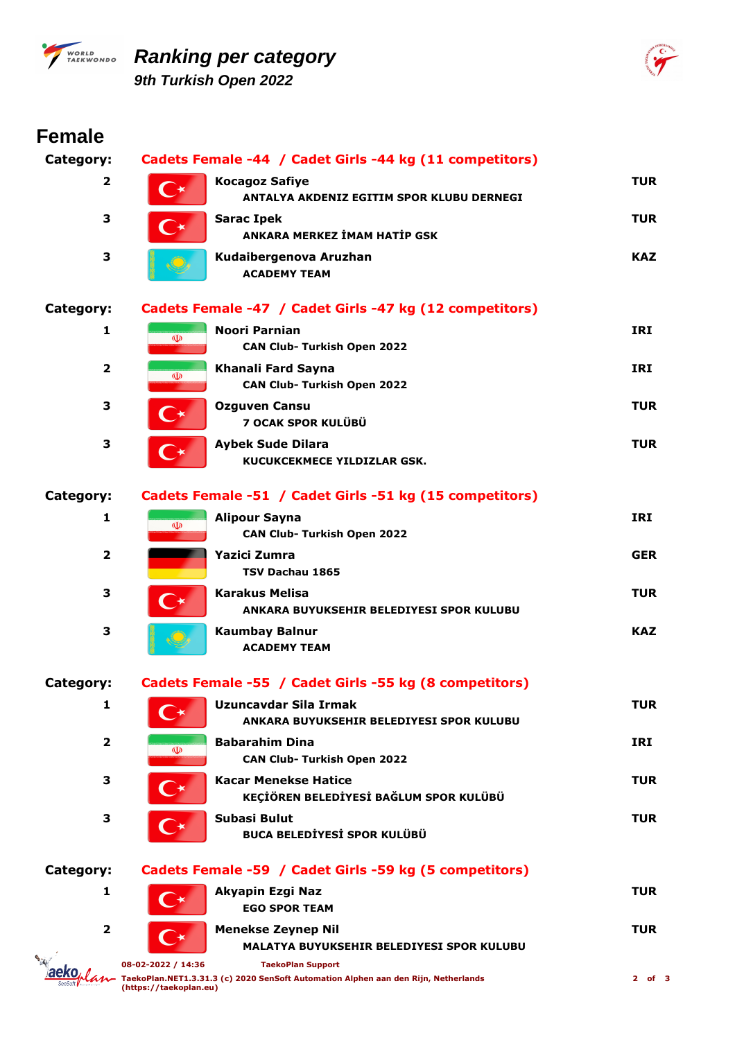# Ranking per category

*9th Turkish Open 2022*

## Female

### Category: Cadets Female -44 / Cadet Girls -44 kg (11 competitors)

| Rank | Name / Club | Country |
|---|---|---|
| 2 | **Kocagoz Safiye**<br>ANTALYA AKDENIZ EGITIM SPOR KLUBU DERNEGI | TUR |
| 3 | **Sarac Ipek**<br>ANKARA MERKEZ İMAM HATİP GSK | TUR |
| 3 | **Kudaibergenova Aruzhan**<br>ACADEMY TEAM | KAZ |

### Category: Cadets Female -47 / Cadet Girls -47 kg (12 competitors)

| Rank | Name / Club | Country |
|---|---|---|
| 1 | **Noori Parnian**<br>CAN Club- Turkish Open 2022 | IRI |
| 2 | **Khanali Fard Sayna**<br>CAN Club- Turkish Open 2022 | IRI |
| 3 | **Ozguven Cansu**<br>7 OCAK SPOR KULÜBÜ | TUR |
| 3 | **Aybek Sude Dilara**<br>KUCUKCEKMECE YILDIZLAR GSK. | TUR |

### Category: Cadets Female -51 / Cadet Girls -51 kg (15 competitors)

| Rank | Name / Club | Country |
|---|---|---|
| 1 | **Alipour Sayna**<br>CAN Club- Turkish Open 2022 | IRI |
| 2 | **Yazici Zumra**<br>TSV Dachau 1865 | GER |
| 3 | **Karakus Melisa**<br>ANKARA BUYUKSEHIR BELEDIYESI SPOR KULUBU | TUR |
| 3 | **Kaumbay Balnur**<br>ACADEMY TEAM | KAZ |

### Category: Cadets Female -55 / Cadet Girls -55 kg (8 competitors)

| Rank | Name / Club | Country |
|---|---|---|
| 1 | **Uzuncavdar Sila Irmak**<br>ANKARA BUYUKSEHIR BELEDIYESI SPOR KULUBU | TUR |
| 2 | **Babarahim Dina**<br>CAN Club- Turkish Open 2022 | IRI |
| 3 | **Kacar Menekse Hatice**<br>KEÇİÖREN BELEDİYESİ BAĞLUM SPOR KULÜBÜ | TUR |
| 3 | **Subasi Bulut**<br>BUCA BELEDİYESİ SPOR KULÜBÜ | TUR |

### Category: Cadets Female -59 / Cadet Girls -59 kg (5 competitors)

| Rank | Name / Club | Country |
|---|---|---|
| 1 | **Akyapin Ezgi Naz**<br>EGO SPOR TEAM | TUR |
| 2 | **Menekse Zeynep Nil**<br>MALATYA BUYUKSEHIR BELEDIYESI SPOR KULUBU | TUR |

08-02-2022 / 14:36 TaekoPlan Support
TaekoPlan.NET1.3.31.3 (c) 2020 SenSoft Automation Alphen aan den Rijn, Netherlands (https://taekoplan.eu)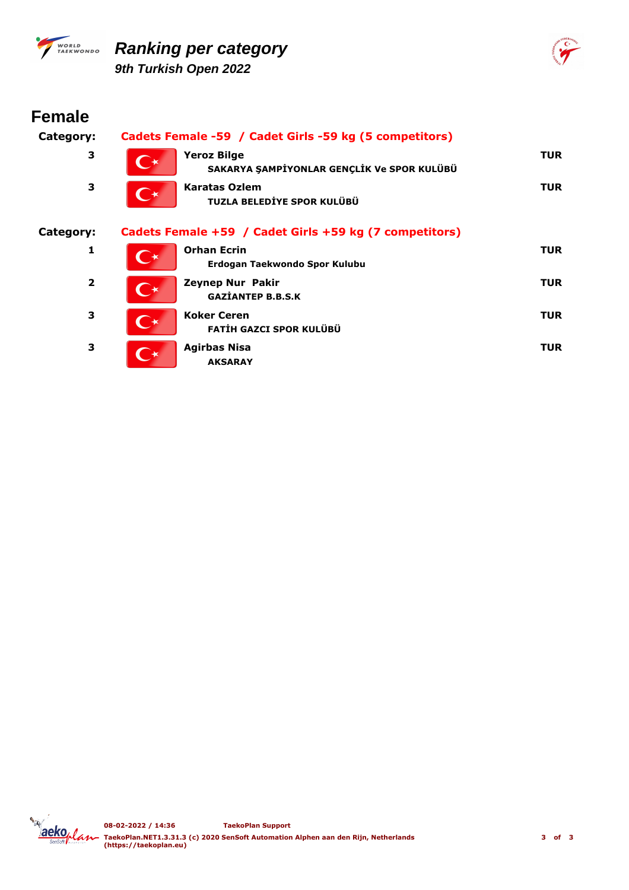# Ranking per category

## 9th Turkish Open 2022

## Female

**Category:** Cadets Female -59 / Cadet Girls -59 kg (5 competitors)

| | | |
|---|---|---|
| 3 | **Yeroz Bilge**<br>SAKARYA ŞAMPİYONLAR GENÇLİK Ve SPOR KULÜBÜ | TUR |
| 3 | **Karatas Ozlem**<br>TUZLA BELEDİYE SPOR KULÜBÜ | TUR |

**Category:** Cadets Female +59 / Cadet Girls +59 kg (7 competitors)

| | | |
|---|---|---|
| 1 | **Orhan Ecrin**<br>Erdogan Taekwondo Spor Kulubu | TUR |
| 2 | **Zeynep Nur Pakir**<br>GAZİANTEP B.B.S.K | TUR |
| 3 | **Koker Ceren**<br>FATİH GAZCI SPOR KULÜBÜ | TUR |
| 3 | **Agirbas Nisa**<br>AKSARAY | TUR |

08-02-2022 / 14:36 TaekoPlan Support
TaekoPlan.NET1.3.31.3 (c) 2020 SenSoft Automation Alphen aan den Rijn, Netherlands (https://taekoplan.eu)